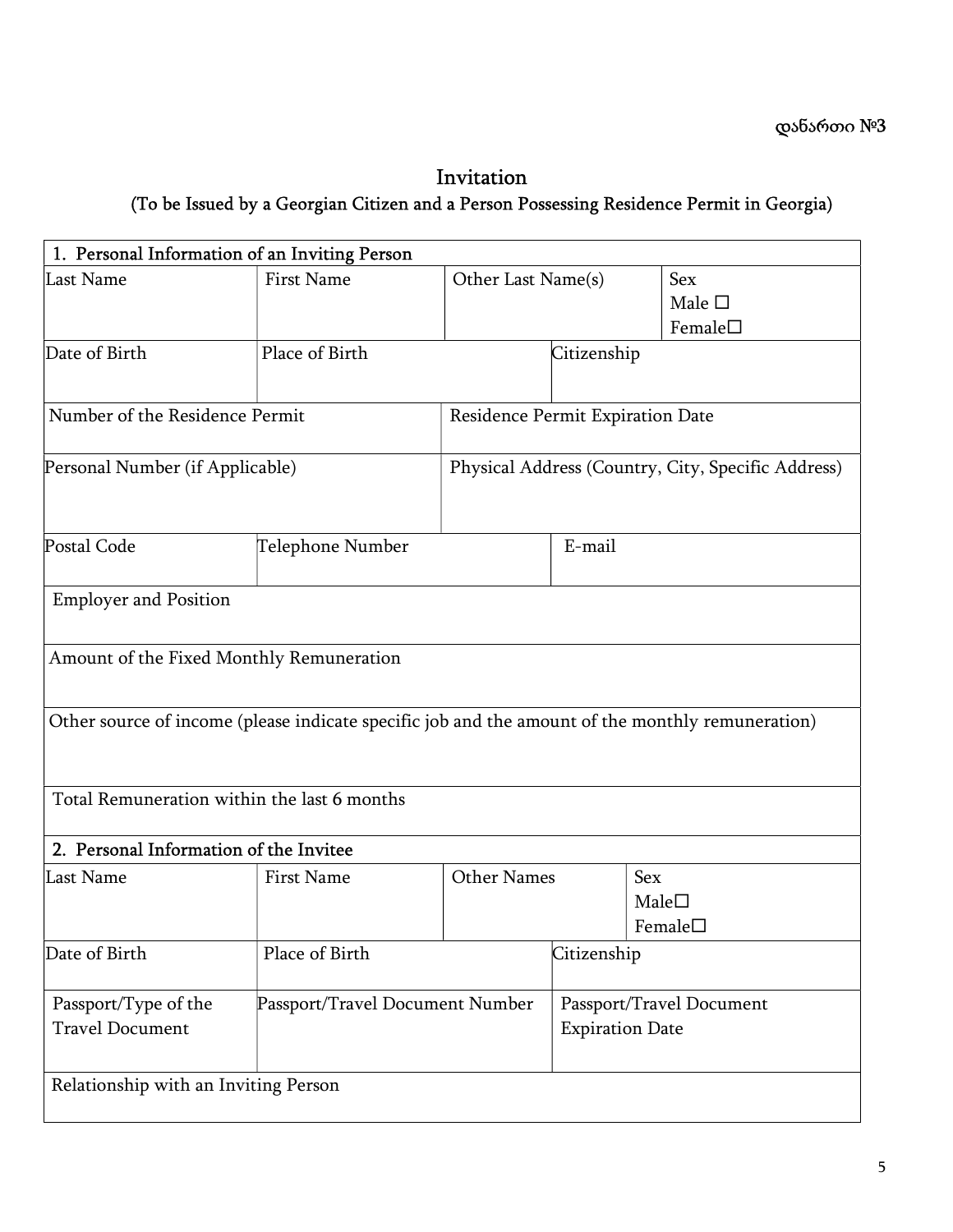დანართი №3

# Invitation

## (To be Issued by a Georgian Citizen and a Person Possessing Residence Permit in Georgia)

| 1. Personal Information of an Inviting Person | | | |
|---|---|---|---|
| Last Name | First Name | Other Last Name(s) | Sex<br>Male ☐<br>Female☐ |
| Date of Birth | Place of Birth | Citizenship | |
| Number of the Residence Permit | | Residence Permit Expiration Date | |
| Personal Number (if Applicable) | | Physical Address (Country, City, Specific Address) | |
| Postal Code | Telephone Number | E-mail | |
| Employer and Position | | | |
| Amount of the Fixed Monthly Remuneration | | | |
| Other source of income (please indicate specific job and the amount of the monthly remuneration) | | | |
| Total Remuneration within the last 6 months | | | |

| 2. Personal Information of the Invitee | | | |
|---|---|---|---|
| Last Name | First Name | Other Names | Sex<br>Male☐<br>Female☐ |
| Date of Birth | Place of Birth | Citizenship | |
| Passport/Type of the Travel Document | Passport/Travel Document Number | Passport/Travel Document Expiration Date | |
| Relationship with an Inviting Person | | | |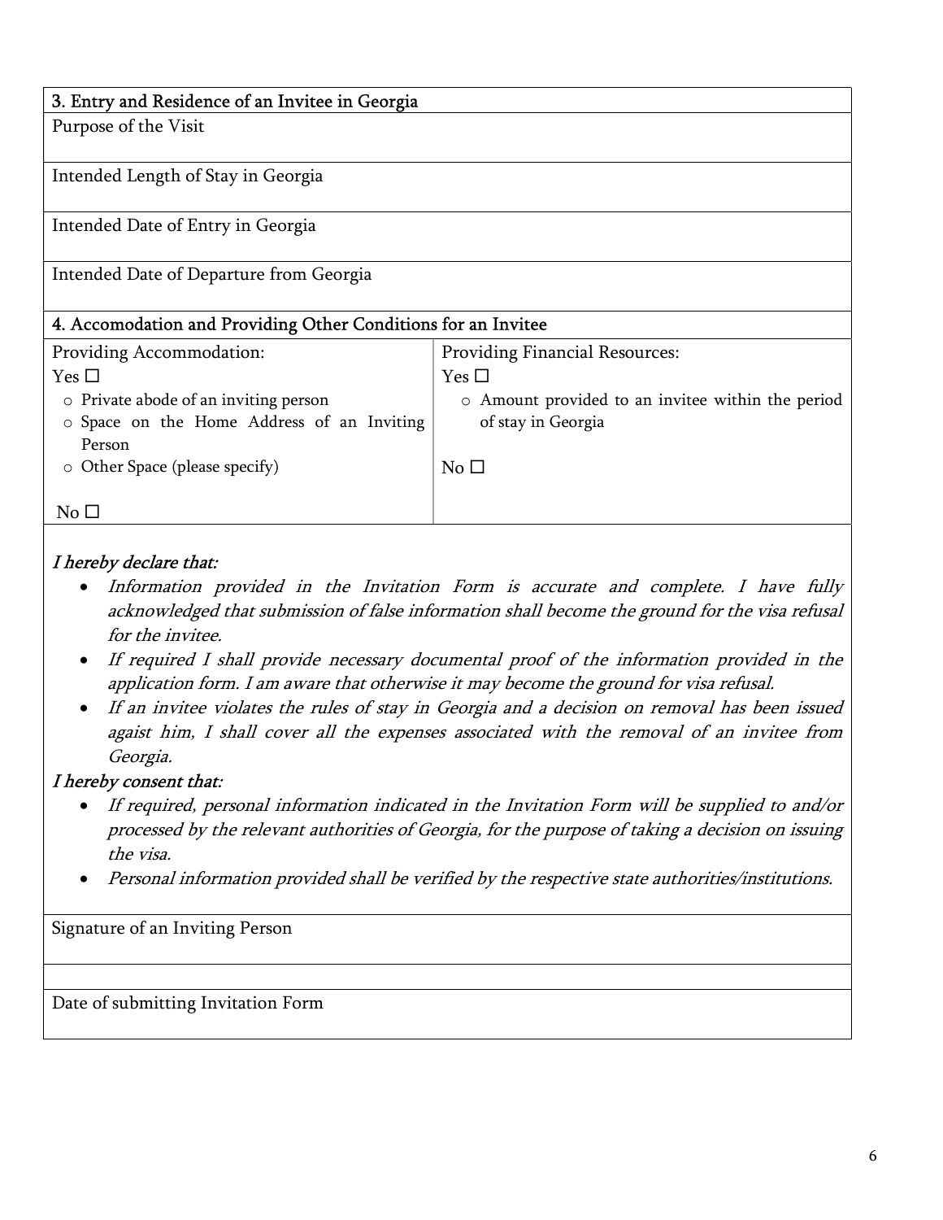| 3. Entry and Residence of an Invitee in Georgia |
|---|
| Purpose of the Visit |
| Intended Length of Stay in Georgia |
| Intended Date of Entry in Georgia |
| Intended Date of Departure from Georgia |

| 4. Accomodation and Providing Other Conditions for an Invitee | |
|---|---|
| Providing Accommodation:<br>Yes ☐<br>○ Private abode of an inviting person<br>○ Space on the Home Address of an Inviting Person<br>○ Other Space (please specify)<br><br>No ☐ | Providing Financial Resources:<br>Yes ☐<br>○ Amount provided to an invitee within the period of stay in Georgia<br><br>No ☐ |

***I hereby declare that:***

- *Information provided in the Invitation Form is accurate and complete. I have fully acknowledged that submission of false information shall become the ground for the visa refusal for the invitee.*
- *If required I shall provide necessary documental proof of the information provided in the application form. I am aware that otherwise it may become the ground for visa refusal.*
- *If an invitee violates the rules of stay in Georgia and a decision on removal has been issued agaist him, I shall cover all the expenses associated with the removal of an invitee from Georgia.*

***I hereby consent that:***

- *If required, personal information indicated in the Invitation Form will be supplied to and/or processed by the relevant authorities of Georgia, for the purpose of taking a decision on issuing the visa.*
- *Personal information provided shall be verified by the respective state authorities/institutions.*

| Signature of an Inviting Person |
|---|
| |
| Date of submitting Invitation Form |